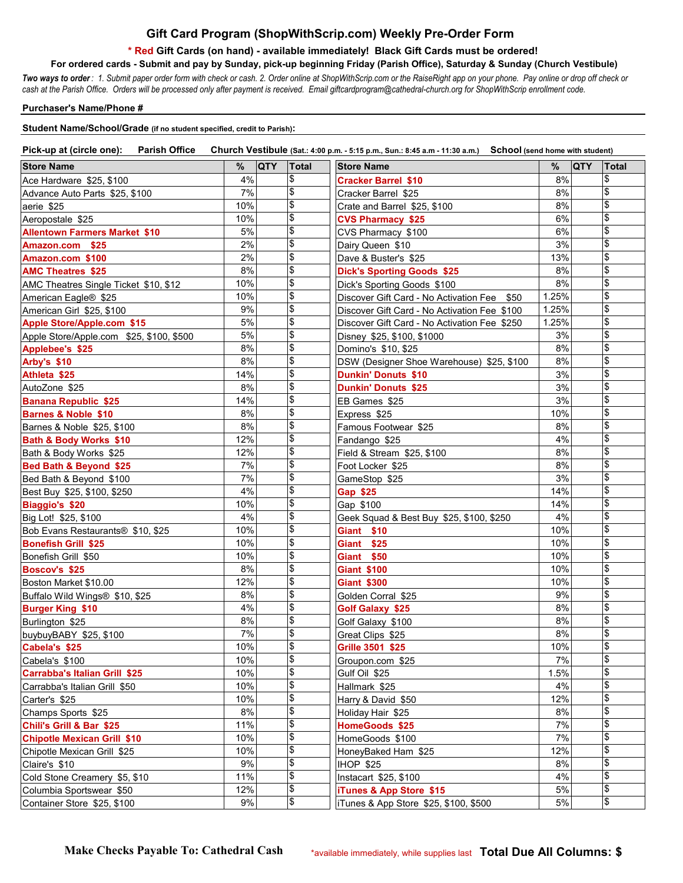# Gift Card Program (ShopWithScrip.com) Weekly Pre-Order Form

**\* Red Gift Cards (on hand) - available immediately! Black Gift Cards must be ordered!**

**For ordered cards - Submit and pay by Sunday, pick-up beginning Friday (Parish Office), Saturday & Sunday (Church Vestibule)**

***Two ways to order*** *: 1. Submit paper order form with check or cash. 2. Order online at ShopWithScrip.com or the RaiseRight app on your phone. Pay online or drop off check or cash at the Parish Office. Orders will be processed only after payment is received. Email giftcardprogram@cathedral-church.org for ShopWithScrip enrollment code.*

**Purchaser's Name/Phone #**

**Student Name/School/Grade** (if no student specified, credit to Parish):

**Pick-up at (circle one):** **Parish Office** **Church Vestibule** (Sat.: 4:00 p.m. - 5:15 p.m., Sun.: 8:45 a.m - 11:30 a.m.) **School** (send home with student)

| Store Name | % | QTY | Total |
|---|---|---|---|
| Ace Hardware $25, $100 | 4% | | $ |
| Advance Auto Parts $25, $100 | 7% | | $ |
| aerie $25 | 10% | | $ |
| Aeropostale $25 | 10% | | $ |
| **Allentown Farmers Market $10** | 5% | | $ |
| **Amazon.com $25** | 2% | | $ |
| **Amazon.com $100** | 2% | | $ |
| **AMC Theatres $25** | 8% | | $ |
| AMC Theatres Single Ticket $10, $12 | 10% | | $ |
| American Eagle® $25 | 10% | | $ |
| American Girl $25, $100 | 9% | | $ |
| **Apple Store/Apple.com $15** | 5% | | $ |
| Apple Store/Apple.com $25, $100, $500 | 5% | | $ |
| **Applebee's $25** | 8% | | $ |
| **Arby's $10** | 8% | | $ |
| **Athleta $25** | 14% | | $ |
| AutoZone $25 | 8% | | $ |
| **Banana Republic $25** | 14% | | $ |
| **Barnes & Noble $10** | 8% | | $ |
| Barnes & Noble $25, $100 | 8% | | $ |
| **Bath & Body Works $10** | 12% | | $ |
| Bath & Body Works $25 | 12% | | $ |
| **Bed Bath & Beyond $25** | 7% | | $ |
| Bed Bath & Beyond $100 | 7% | | $ |
| Best Buy $25, $100, $250 | 4% | | $ |
| **Biaggio's $20** | 10% | | $ |
| Big Lot! $25, $100 | 4% | | $ |
| Bob Evans Restaurants® $10, $25 | 10% | | $ |
| **Bonefish Grill $25** | 10% | | $ |
| Bonefish Grill $50 | 10% | | $ |
| **Boscov's $25** | 8% | | $ |
| Boston Market $10.00 | 12% | | $ |
| Buffalo Wild Wings® $10, $25 | 8% | | $ |
| **Burger King $10** | 4% | | $ |
| Burlington $25 | 8% | | $ |
| buybuyBABY $25, $100 | 7% | | $ |
| **Cabela's $25** | 10% | | $ |
| Cabela's $100 | 10% | | $ |
| **Carrabba's Italian Grill $25** | 10% | | $ |
| Carrabba's Italian Grill $50 | 10% | | $ |
| Carter's $25 | 10% | | $ |
| Champs Sports $25 | 8% | | $ |
| **Chili's Grill & Bar $25** | 11% | | $ |
| **Chipotle Mexican Grill $10** | 10% | | $ |
| Chipotle Mexican Grill $25 | 10% | | $ |
| Claire's $10 | 9% | | $ |
| Cold Stone Creamery $5, $10 | 11% | | $ |
| Columbia Sportswear $50 | 12% | | $ |
| Container Store $25, $100 | 9% | | $ |
| **Cracker Barrel $10** | 8% | | $ |
| Cracker Barrel $25 | 8% | | $ |
| Crate and Barrel $25, $100 | 8% | | $ |
| **CVS Pharmacy $25** | 6% | | $ |
| CVS Pharmacy $100 | 6% | | $ |
| Dairy Queen $10 | 3% | | $ |
| Dave & Buster's $25 | 13% | | $ |
| **Dick's Sporting Goods $25** | 8% | | $ |
| Dick's Sporting Goods $100 | 8% | | $ |
| Discover Gift Card - No Activation Fee $50 | 1.25% | | $ |
| Discover Gift Card - No Activation Fee $100 | 1.25% | | $ |
| Discover Gift Card - No Activation Fee $250 | 1.25% | | $ |
| Disney $25, $100, $1000 | 3% | | $ |
| Domino's $10, $25 | 8% | | $ |
| DSW (Designer Shoe Warehouse) $25, $100 | 8% | | $ |
| **Dunkin' Donuts $10** | 3% | | $ |
| **Dunkin' Donuts $25** | 3% | | $ |
| EB Games $25 | 3% | | $ |
| Express $25 | 10% | | $ |
| Famous Footwear $25 | 8% | | $ |
| Fandango $25 | 4% | | $ |
| Field & Stream $25, $100 | 8% | | $ |
| Foot Locker $25 | 8% | | $ |
| GameStop $25 | 3% | | $ |
| **Gap $25** | 14% | | $ |
| Gap $100 | 14% | | $ |
| Geek Squad & Best Buy $25, $100, $250 | 4% | | $ |
| **Giant $10** | 10% | | $ |
| **Giant $25** | 10% | | $ |
| **Giant $50** | 10% | | $ |
| **Giant $100** | 10% | | $ |
| **Giant $300** | 10% | | $ |
| Golden Corral $25 | 9% | | $ |
| **Golf Galaxy $25** | 8% | | $ |
| Golf Galaxy $100 | 8% | | $ |
| Great Clips $25 | 8% | | $ |
| **Grille 3501 $25** | 10% | | $ |
| Groupon.com $25 | 7% | | $ |
| Gulf Oil $25 | 1.5% | | $ |
| Hallmark $25 | 4% | | $ |
| Harry & David $50 | 12% | | $ |
| Holiday Hair $25 | 8% | | $ |
| **HomeGoods $25** | 7% | | $ |
| HomeGoods $100 | 7% | | $ |
| HoneyBaked Ham $25 | 12% | | $ |
| IHOP $25 | 8% | | $ |
| Instacart $25, $100 | 4% | | $ |
| **iTunes & App Store $15** | 5% | | $ |
| iTunes & App Store $25, $100, $500 | 5% | | $ |

**Make Checks Payable To: Cathedral Cash**

\*available immediately, while supplies last **Total Due All Columns: $**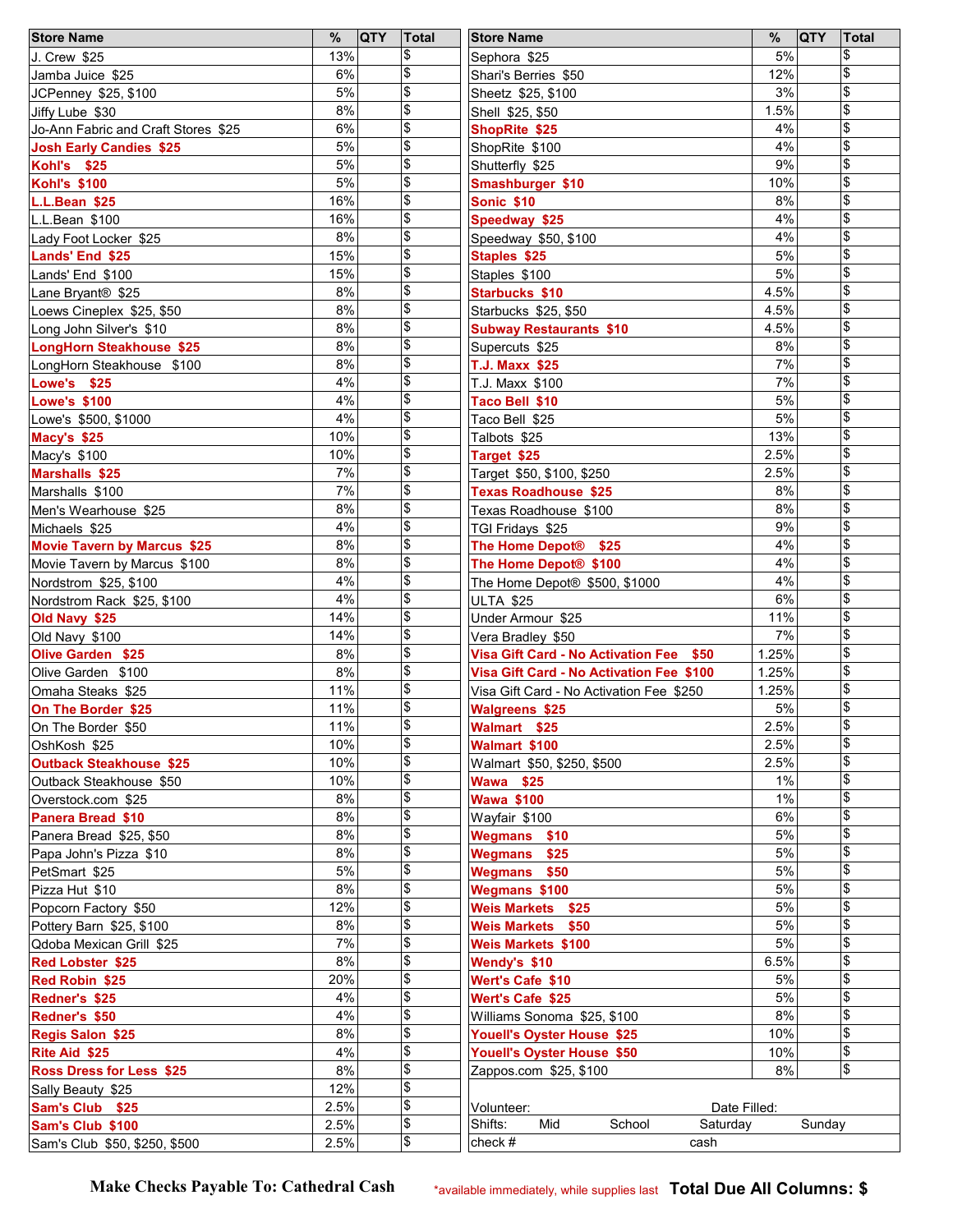| Store Name | % | QTY | Total |
|---|---|---|---|
| J. Crew $25 | 13% | | $ |
| Jamba Juice $25 | 6% | | $ |
| JCPenney $25, $100 | 5% | | $ |
| Jiffy Lube $30 | 8% | | $ |
| Jo-Ann Fabric and Craft Stores $25 | 6% | | $ |
| **Josh Early Candies $25** | 5% | | $ |
| **Kohl's $25** | 5% | | $ |
| **Kohl's $100** | 5% | | $ |
| **L.L.Bean $25** | 16% | | $ |
| L.L.Bean $100 | 16% | | $ |
| Lady Foot Locker $25 | 8% | | $ |
| **Lands' End $25** | 15% | | $ |
| Lands' End $100 | 15% | | $ |
| Lane Bryant® $25 | 8% | | $ |
| Loews Cineplex $25, $50 | 8% | | $ |
| Long John Silver's $10 | 8% | | $ |
| **LongHorn Steakhouse $25** | 8% | | $ |
| LongHorn Steakhouse $100 | 8% | | $ |
| **Lowe's $25** | 4% | | $ |
| **Lowe's $100** | 4% | | $ |
| Lowe's $500, $1000 | 4% | | $ |
| **Macy's $25** | 10% | | $ |
| Macy's $100 | 10% | | $ |
| **Marshalls $25** | 7% | | $ |
| Marshalls $100 | 7% | | $ |
| Men's Wearhouse $25 | 8% | | $ |
| Michaels $25 | 4% | | $ |
| **Movie Tavern by Marcus $25** | 8% | | $ |
| Movie Tavern by Marcus $100 | 8% | | $ |
| Nordstrom $25, $100 | 4% | | $ |
| Nordstrom Rack $25, $100 | 4% | | $ |
| **Old Navy $25** | 14% | | $ |
| Old Navy $100 | 14% | | $ |
| **Olive Garden $25** | 8% | | $ |
| Olive Garden $100 | 8% | | $ |
| Omaha Steaks $25 | 11% | | $ |
| **On The Border $25** | 11% | | $ |
| On The Border $50 | 11% | | $ |
| OshKosh $25 | 10% | | $ |
| **Outback Steakhouse $25** | 10% | | $ |
| Outback Steakhouse $50 | 10% | | $ |
| Overstock.com $25 | 8% | | $ |
| **Panera Bread $10** | 8% | | $ |
| Panera Bread $25, $50 | 8% | | $ |
| Papa John's Pizza $10 | 8% | | $ |
| PetSmart $25 | 5% | | $ |
| Pizza Hut $10 | 8% | | $ |
| Popcorn Factory $50 | 12% | | $ |
| Pottery Barn $25, $100 | 8% | | $ |
| Qdoba Mexican Grill $25 | 7% | | $ |
| **Red Lobster $25** | 8% | | $ |
| **Red Robin $25** | 20% | | $ |
| **Redner's $25** | 4% | | $ |
| **Redner's $50** | 4% | | $ |
| **Regis Salon $25** | 8% | | $ |
| **Rite Aid $25** | 4% | | $ |
| **Ross Dress for Less $25** | 8% | | $ |
| Sally Beauty $25 | 12% | | $ |
| **Sam's Club $25** | 2.5% | | $ |
| **Sam's Club $100** | 2.5% | | $ |
| Sam's Club $50, $250, $500 | 2.5% | | $ |

| Store Name | % | QTY | Total |
|---|---|---|---|
| Sephora $25 | 5% | | $ |
| Shari's Berries $50 | 12% | | $ |
| Sheetz $25, $100 | 3% | | $ |
| Shell $25, $50 | 1.5% | | $ |
| **ShopRite $25** | 4% | | $ |
| ShopRite $100 | 4% | | $ |
| Shutterfly $25 | 9% | | $ |
| **Smashburger $10** | 10% | | $ |
| **Sonic $10** | 8% | | $ |
| **Speedway $25** | 4% | | $ |
| Speedway $50, $100 | 4% | | $ |
| **Staples $25** | 5% | | $ |
| Staples $100 | 5% | | $ |
| **Starbucks $10** | 4.5% | | $ |
| Starbucks $25, $50 | 4.5% | | $ |
| **Subway Restaurants $10** | 4.5% | | $ |
| Supercuts $25 | 8% | | $ |
| **T.J. Maxx $25** | 7% | | $ |
| T.J. Maxx $100 | 7% | | $ |
| **Taco Bell $10** | 5% | | $ |
| Taco Bell $25 | 5% | | $ |
| Talbots $25 | 13% | | $ |
| **Target $25** | 2.5% | | $ |
| Target $50, $100, $250 | 2.5% | | $ |
| **Texas Roadhouse $25** | 8% | | $ |
| Texas Roadhouse $100 | 8% | | $ |
| TGI Fridays $25 | 9% | | $ |
| **The Home Depot® $25** | 4% | | $ |
| **The Home Depot® $100** | 4% | | $ |
| The Home Depot® $500, $1000 | 4% | | $ |
| ULTA $25 | 6% | | $ |
| Under Armour $25 | 11% | | $ |
| Vera Bradley $50 | 7% | | $ |
| **Visa Gift Card - No Activation Fee $50** | 1.25% | | $ |
| **Visa Gift Card - No Activation Fee $100** | 1.25% | | $ |
| Visa Gift Card - No Activation Fee $250 | 1.25% | | $ |
| **Walgreens $25** | 5% | | $ |
| **Walmart $25** | 2.5% | | $ |
| **Walmart $100** | 2.5% | | $ |
| Walmart $50, $250, $500 | 2.5% | | $ |
| **Wawa $25** | 1% | | $ |
| **Wawa $100** | 1% | | $ |
| Wayfair $100 | 6% | | $ |
| **Wegmans $10** | 5% | | $ |
| **Wegmans $25** | 5% | | $ |
| **Wegmans $50** | 5% | | $ |
| **Wegmans $100** | 5% | | $ |
| **Weis Markets $25** | 5% | | $ |
| **Weis Markets $50** | 5% | | $ |
| **Weis Markets $100** | 5% | | $ |
| **Wendy's $10** | 6.5% | | $ |
| **Wert's Cafe $10** | 5% | | $ |
| **Wert's Cafe $25** | 5% | | $ |
| Williams Sonoma $25, $100 | 8% | | $ |
| **Youell's Oyster House $25** | 10% | | $ |
| **Youell's Oyster House $50** | 10% | | $ |
| Zappos.com $25, $100 | 8% | | $ |

Volunteer: Date Filled:

Shifts: Mid School Saturday Sunday

check # cash

**Make Checks Payable To: Cathedral Cash**

*available immediately, while supplies last

**Total Due All Columns: $**